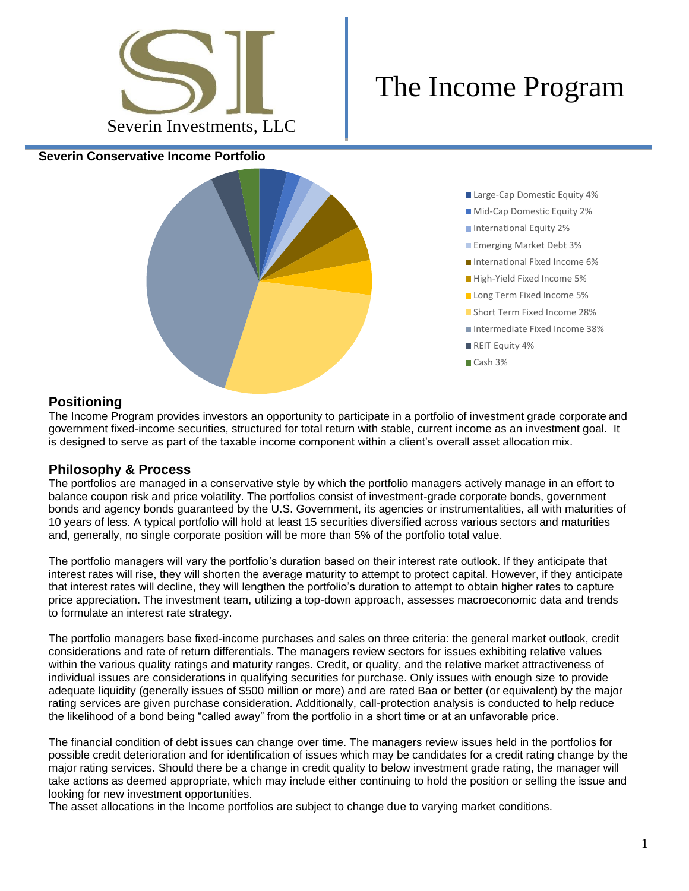Severin Investments, LLC

# The Income Program

**Severin Conservative Income Portfolio**

- Large-Cap Domestic Equity 4%
- Mid-Cap Domestic Equity 2%
- International Equity 2%
- Emerging Market Debt 3%
- International Fixed Income 6%
- High-Yield Fixed Income 5%
- Long Term Fixed Income 5%
- Short Term Fixed Income 28%
- Intermediate Fixed Income 38%
- REIT Equity 4%
- Cash 3%

## Positioning

The Income Program provides investors an opportunity to participate in a portfolio of investment grade corporate and government fixed-income securities, structured for total return with stable, current income as an investment goal. It is designed to serve as part of the taxable income component within a client's overall asset allocation mix.

## Philosophy & Process

The portfolios are managed in a conservative style by which the portfolio managers actively manage in an effort to balance coupon risk and price volatility. The portfolios consist of investment-grade corporate bonds, government bonds and agency bonds guaranteed by the U.S. Government, its agencies or instrumentalities, all with maturities of 10 years of less. A typical portfolio will hold at least 15 securities diversified across various sectors and maturities and, generally, no single corporate position will be more than 5% of the portfolio total value.

The portfolio managers will vary the portfolio's duration based on their interest rate outlook. If they anticipate that interest rates will rise, they will shorten the average maturity to attempt to protect capital. However, if they anticipate that interest rates will decline, they will lengthen the portfolio's duration to attempt to obtain higher rates to capture price appreciation. The investment team, utilizing a top-down approach, assesses macroeconomic data and trends to formulate an interest rate strategy.

The portfolio managers base fixed-income purchases and sales on three criteria: the general market outlook, credit considerations and rate of return differentials. The managers review sectors for issues exhibiting relative values within the various quality ratings and maturity ranges. Credit, or quality, and the relative market attractiveness of individual issues are considerations in qualifying securities for purchase. Only issues with enough size to provide adequate liquidity (generally issues of $500 million or more) and are rated Baa or better (or equivalent) by the major rating services are given purchase consideration. Additionally, call-protection analysis is conducted to help reduce the likelihood of a bond being "called away" from the portfolio in a short time or at an unfavorable price.

The financial condition of debt issues can change over time. The managers review issues held in the portfolios for possible credit deterioration and for identification of issues which may be candidates for a credit rating change by the major rating services. Should there be a change in credit quality to below investment grade rating, the manager will take actions as deemed appropriate, which may include either continuing to hold the position or selling the issue and looking for new investment opportunities.

The asset allocations in the Income portfolios are subject to change due to varying market conditions.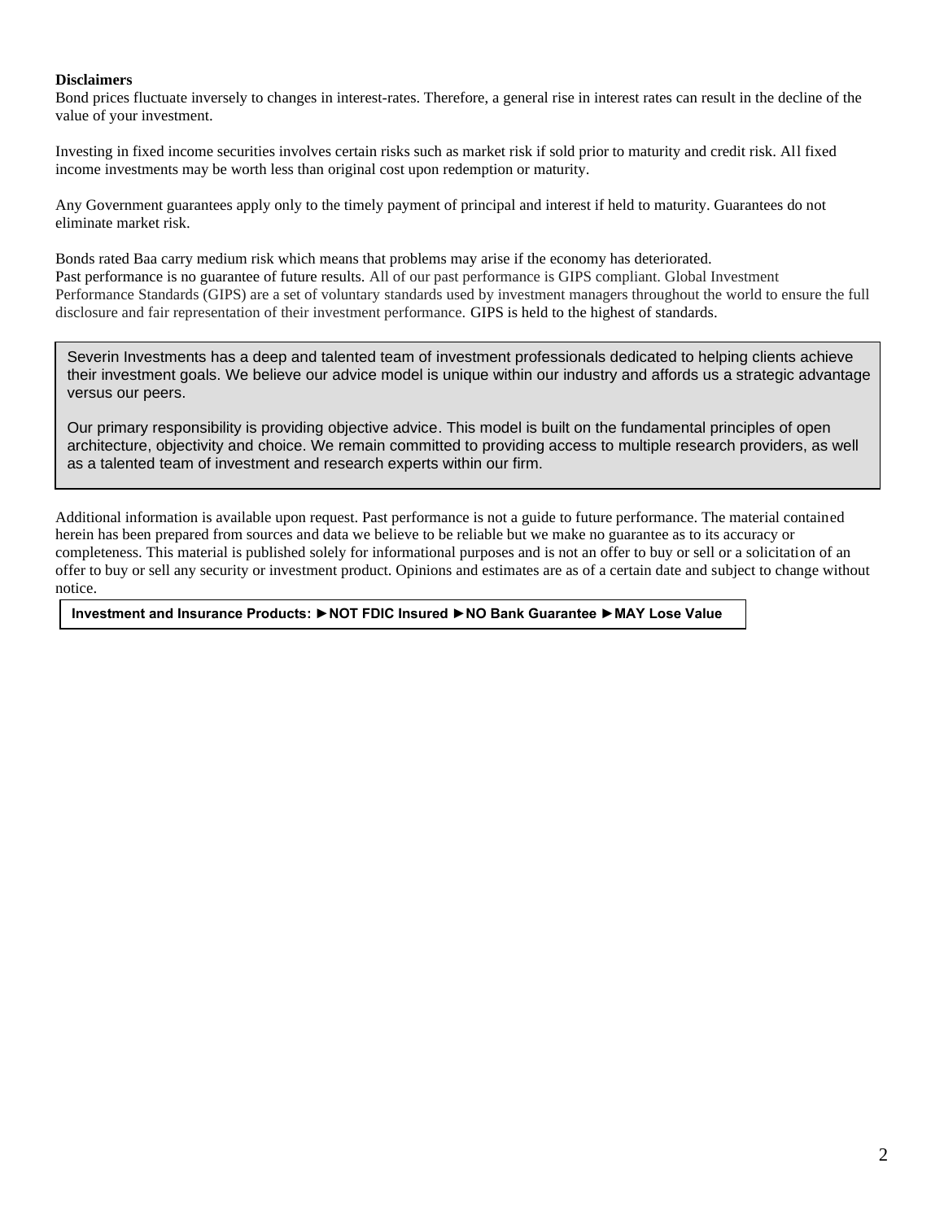**Disclaimers**

Bond prices fluctuate inversely to changes in interest-rates. Therefore, a general rise in interest rates can result in the decline of the value of your investment.

Investing in fixed income securities involves certain risks such as market risk if sold prior to maturity and credit risk. All fixed income investments may be worth less than original cost upon redemption or maturity.

Any Government guarantees apply only to the timely payment of principal and interest if held to maturity. Guarantees do not eliminate market risk.

Bonds rated Baa carry medium risk which means that problems may arise if the economy has deteriorated.
Past performance is no guarantee of future results. All of our past performance is GIPS compliant. Global Investment Performance Standards (GIPS) are a set of voluntary standards used by investment managers throughout the world to ensure the full disclosure and fair representation of their investment performance. GIPS is held to the highest of standards.

Severin Investments has a deep and talented team of investment professionals dedicated to helping clients achieve their investment goals. We believe our advice model is unique within our industry and affords us a strategic advantage versus our peers.

Our primary responsibility is providing objective advice. This model is built on the fundamental principles of open architecture, objectivity and choice. We remain committed to providing access to multiple research providers, as well as a talented team of investment and research experts within our firm.

Additional information is available upon request. Past performance is not a guide to future performance. The material contained herein has been prepared from sources and data we believe to be reliable but we make no guarantee as to its accuracy or completeness. This material is published solely for informational purposes and is not an offer to buy or sell or a solicitation of an offer to buy or sell any security or investment product. Opinions and estimates are as of a certain date and subject to change without notice.

**Investment and Insurance Products: ►NOT FDIC Insured ►NO Bank Guarantee ►MAY Lose Value**